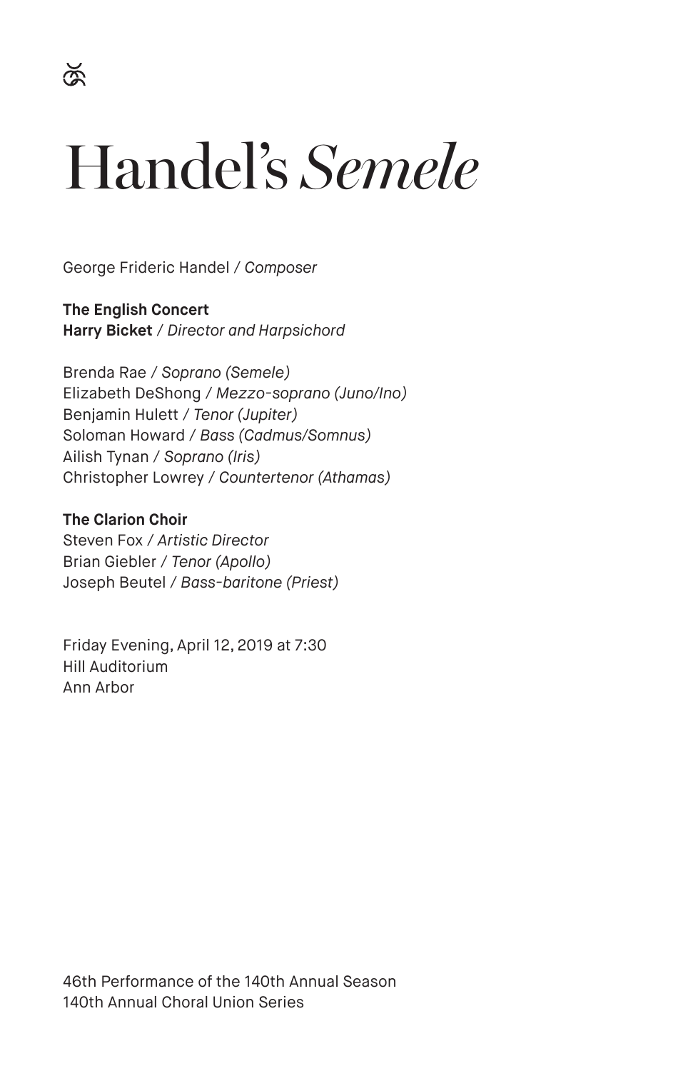# Handel's *Semele*

George Frideric Handel / *Composer*

**The English Concert**
**Harry Bicket** / *Director and Harpsichord*

Brenda Rae / *Soprano (Semele)*
Elizabeth DeShong / *Mezzo-soprano (Juno/Ino)*
Benjamin Hulett / *Tenor (Jupiter)*
Soloman Howard / *Bass (Cadmus/Somnus)*
Ailish Tynan / *Soprano (Iris)*
Christopher Lowrey / *Countertenor (Athamas)*

**The Clarion Choir**
Steven Fox / *Artistic Director*
Brian Giebler / *Tenor (Apollo)*
Joseph Beutel / *Bass-baritone (Priest)*

Friday Evening, April 12, 2019 at 7:30
Hill Auditorium
Ann Arbor

46th Performance of the 140th Annual Season
140th Annual Choral Union Series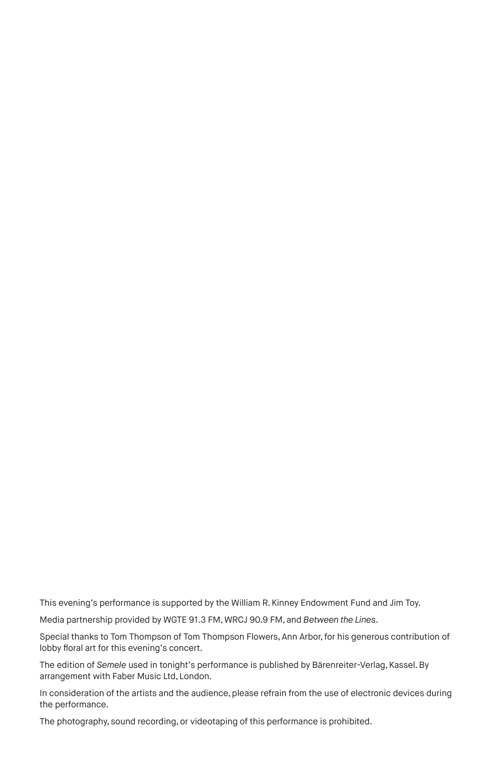This evening's performance is supported by the William R. Kinney Endowment Fund and Jim Toy.

Media partnership provided by WGTE 91.3 FM, WRCJ 90.9 FM, and *Between the Lines*.

Special thanks to Tom Thompson of Tom Thompson Flowers, Ann Arbor, for his generous contribution of lobby floral art for this evening's concert.

The edition of *Semele* used in tonight's performance is published by Bärenreiter-Verlag, Kassel. By arrangement with Faber Music Ltd, London.

In consideration of the artists and the audience, please refrain from the use of electronic devices during the performance.

The photography, sound recording, or videotaping of this performance is prohibited.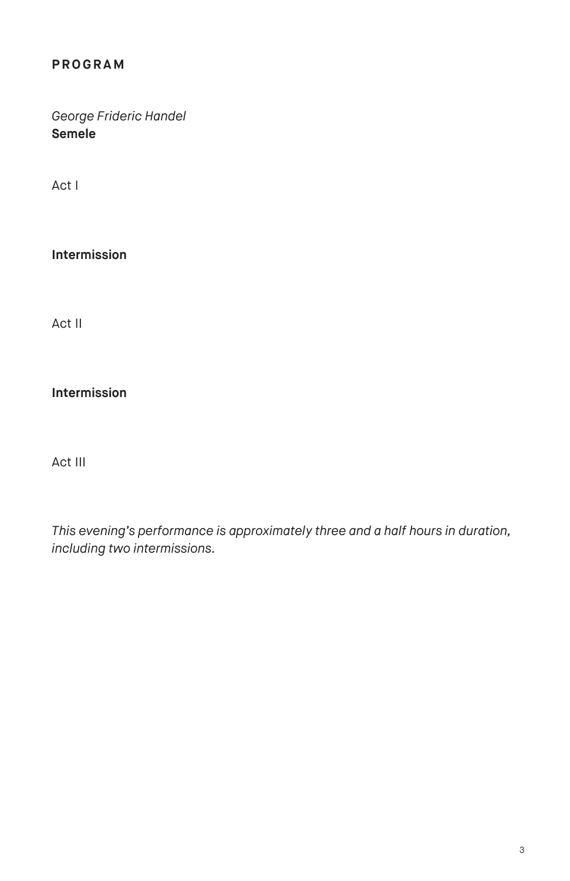## PROGRAM

*George Frideric Handel*
**Semele**

Act I

**Intermission**

Act II

**Intermission**

Act III

*This evening's performance is approximately three and a half hours in duration, including two intermissions.*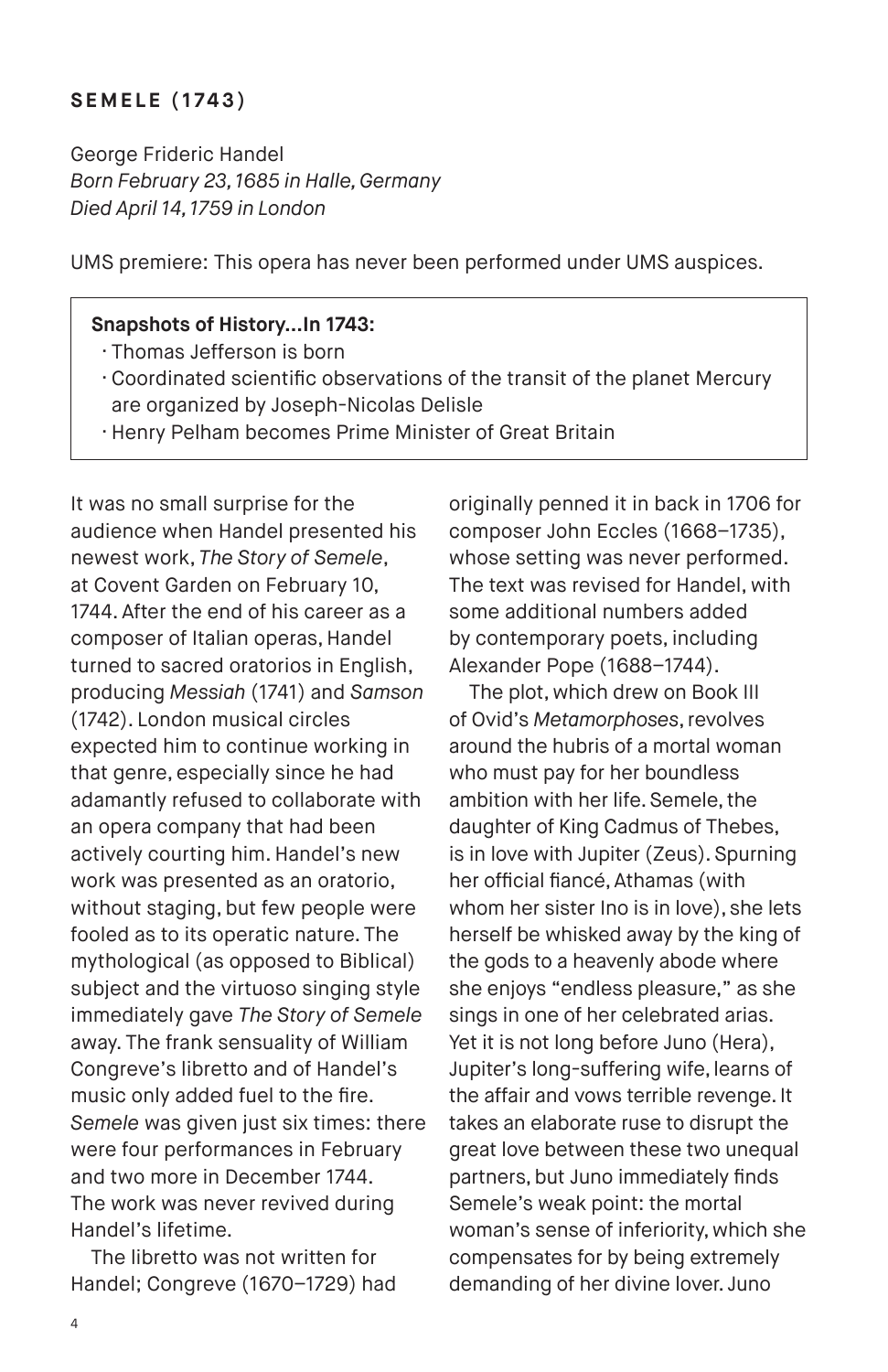## SEMELE (1743)

George Frideric Handel
*Born February 23, 1685 in Halle, Germany*
*Died April 14, 1759 in London*

UMS premiere: This opera has never been performed under UMS auspices.

> **Snapshots of History…In 1743:**
> - Thomas Jefferson is born
> - Coordinated scientific observations of the transit of the planet Mercury are organized by Joseph-Nicolas Delisle
> - Henry Pelham becomes Prime Minister of Great Britain

It was no small surprise for the audience when Handel presented his newest work, *The Story of Semele*, at Covent Garden on February 10, 1744. After the end of his career as a composer of Italian operas, Handel turned to sacred oratorios in English, producing *Messiah* (1741) and *Samson* (1742). London musical circles expected him to continue working in that genre, especially since he had adamantly refused to collaborate with an opera company that had been actively courting him. Handel's new work was presented as an oratorio, without staging, but few people were fooled as to its operatic nature. The mythological (as opposed to Biblical) subject and the virtuoso singing style immediately gave *The Story of Semele* away. The frank sensuality of William Congreve's libretto and of Handel's music only added fuel to the fire. *Semele* was given just six times: there were four performances in February and two more in December 1744. The work was never revived during Handel's lifetime.

The libretto was not written for Handel; Congreve (1670–1729) had originally penned it in back in 1706 for composer John Eccles (1668–1735), whose setting was never performed. The text was revised for Handel, with some additional numbers added by contemporary poets, including Alexander Pope (1688–1744).

The plot, which drew on Book III of Ovid's *Metamorphoses*, revolves around the hubris of a mortal woman who must pay for her boundless ambition with her life. Semele, the daughter of King Cadmus of Thebes, is in love with Jupiter (Zeus). Spurning her official fiancé, Athamas (with whom her sister Ino is in love), she lets herself be whisked away by the king of the gods to a heavenly abode where she enjoys "endless pleasure," as she sings in one of her celebrated arias. Yet it is not long before Juno (Hera), Jupiter's long-suffering wife, learns of the affair and vows terrible revenge. It takes an elaborate ruse to disrupt the great love between these two unequal partners, but Juno immediately finds Semele's weak point: the mortal woman's sense of inferiority, which she compensates for by being extremely demanding of her divine lover. Juno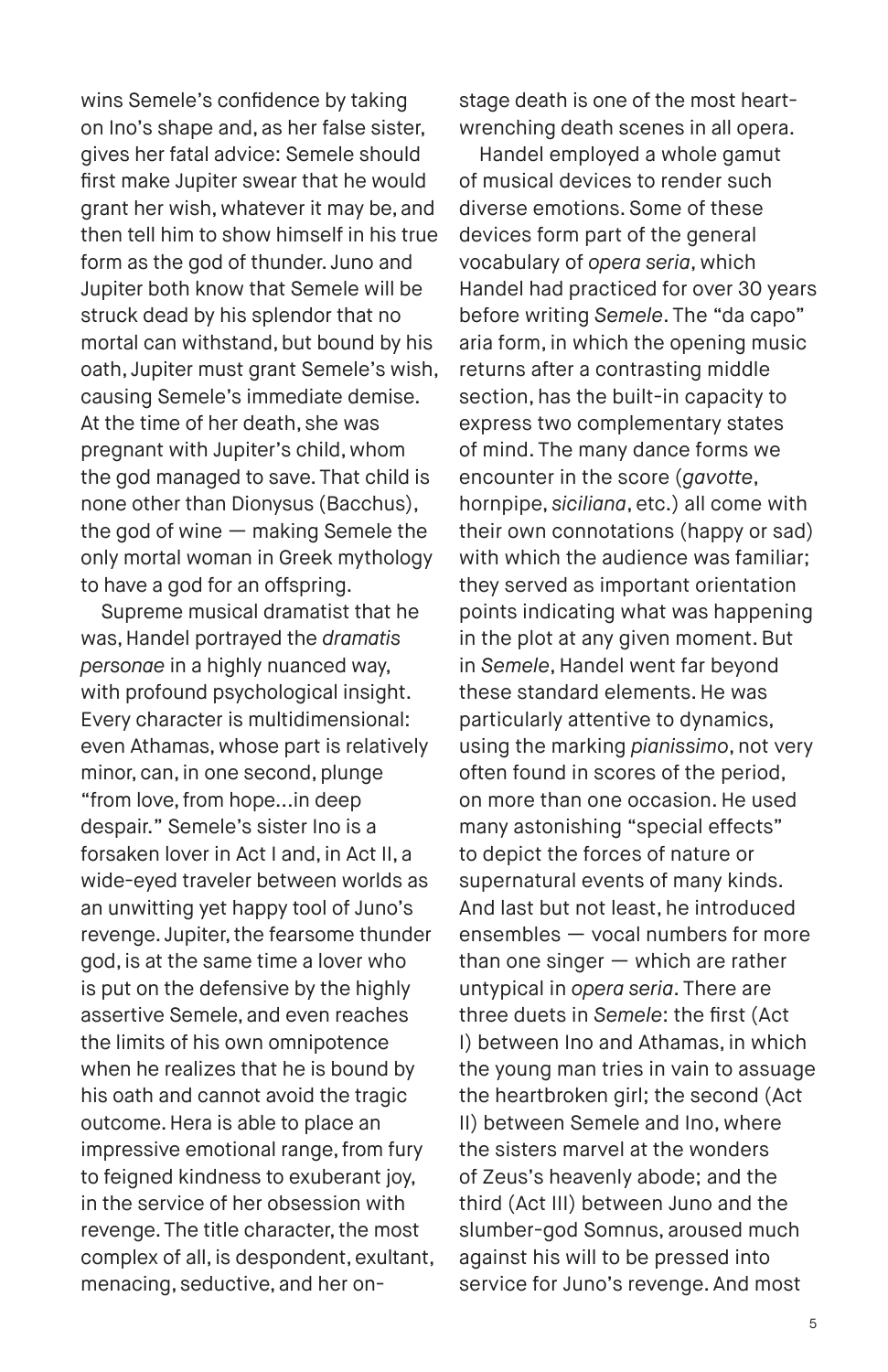wins Semele's confidence by taking on Ino's shape and, as her false sister, gives her fatal advice: Semele should first make Jupiter swear that he would grant her wish, whatever it may be, and then tell him to show himself in his true form as the god of thunder. Juno and Jupiter both know that Semele will be struck dead by his splendor that no mortal can withstand, but bound by his oath, Jupiter must grant Semele's wish, causing Semele's immediate demise. At the time of her death, she was pregnant with Jupiter's child, whom the god managed to save. That child is none other than Dionysus (Bacchus), the god of wine — making Semele the only mortal woman in Greek mythology to have a god for an offspring.

Supreme musical dramatist that he was, Handel portrayed the *dramatis personae* in a highly nuanced way, with profound psychological insight. Every character is multidimensional: even Athamas, whose part is relatively minor, can, in one second, plunge "from love, from hope…in deep despair." Semele's sister Ino is a forsaken lover in Act I and, in Act II, a wide-eyed traveler between worlds as an unwitting yet happy tool of Juno's revenge. Jupiter, the fearsome thunder god, is at the same time a lover who is put on the defensive by the highly assertive Semele, and even reaches the limits of his own omnipotence when he realizes that he is bound by his oath and cannot avoid the tragic outcome. Hera is able to place an impressive emotional range, from fury to feigned kindness to exuberant joy, in the service of her obsession with revenge. The title character, the most complex of all, is despondent, exultant, menacing, seductive, and her on-stage death is one of the most heart-wrenching death scenes in all opera.

Handel employed a whole gamut of musical devices to render such diverse emotions. Some of these devices form part of the general vocabulary of *opera seria*, which Handel had practiced for over 30 years before writing *Semele*. The "da capo" aria form, in which the opening music returns after a contrasting middle section, has the built-in capacity to express two complementary states of mind. The many dance forms we encounter in the score (*gavotte*, hornpipe, *siciliana*, etc.) all come with their own connotations (happy or sad) with which the audience was familiar; they served as important orientation points indicating what was happening in the plot at any given moment. But in *Semele*, Handel went far beyond these standard elements. He was particularly attentive to dynamics, using the marking *pianissimo*, not very often found in scores of the period, on more than one occasion. He used many astonishing "special effects" to depict the forces of nature or supernatural events of many kinds. And last but not least, he introduced ensembles — vocal numbers for more than one singer — which are rather untypical in *opera seria*. There are three duets in *Semele*: the first (Act I) between Ino and Athamas, in which the young man tries in vain to assuage the heartbroken girl; the second (Act II) between Semele and Ino, where the sisters marvel at the wonders of Zeus's heavenly abode; and the third (Act III) between Juno and the slumber-god Somnus, aroused much against his will to be pressed into service for Juno's revenge. And most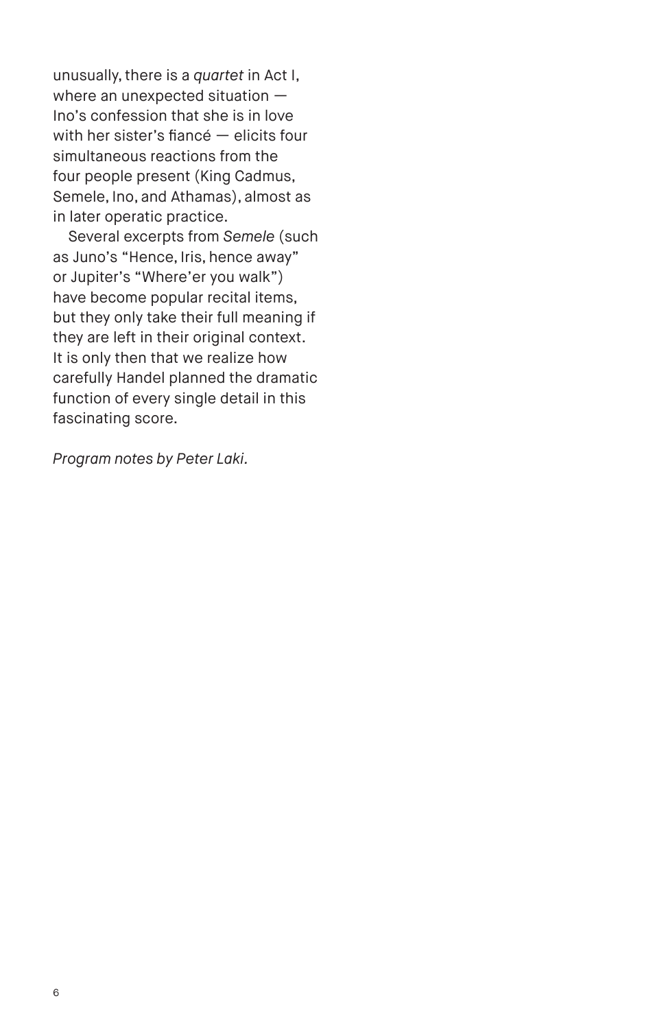unusually, there is a *quartet* in Act I, where an unexpected situation — Ino's confession that she is in love with her sister's fiancé — elicits four simultaneous reactions from the four people present (King Cadmus, Semele, Ino, and Athamas), almost as in later operatic practice.

Several excerpts from *Semele* (such as Juno's "Hence, Iris, hence away" or Jupiter's "Where'er you walk") have become popular recital items, but they only take their full meaning if they are left in their original context. It is only then that we realize how carefully Handel planned the dramatic function of every single detail in this fascinating score.

*Program notes by Peter Laki.*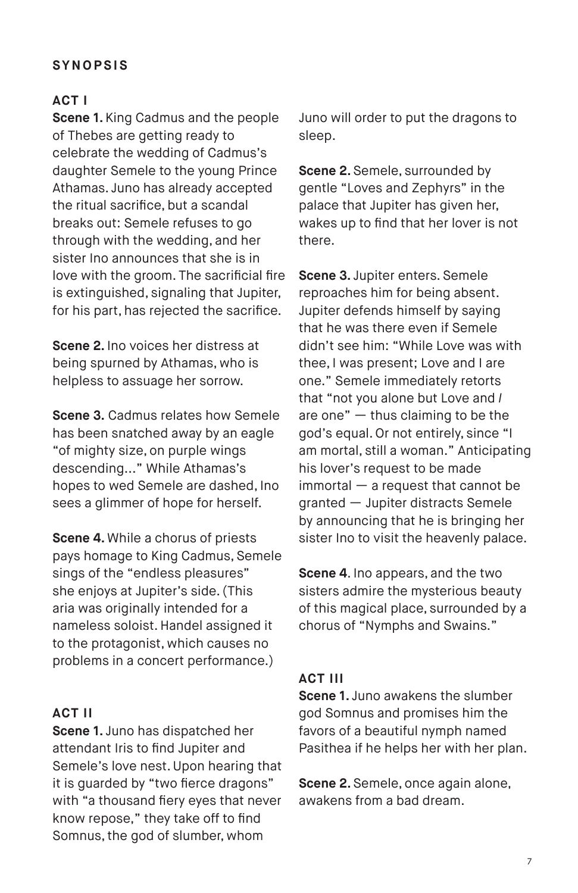## SYNOPSIS

### ACT I

**Scene 1.** King Cadmus and the people of Thebes are getting ready to celebrate the wedding of Cadmus's daughter Semele to the young Prince Athamas. Juno has already accepted the ritual sacrifice, but a scandal breaks out: Semele refuses to go through with the wedding, and her sister Ino announces that she is in love with the groom. The sacrificial fire is extinguished, signaling that Jupiter, for his part, has rejected the sacrifice.

**Scene 2.** Ino voices her distress at being spurned by Athamas, who is helpless to assuage her sorrow.

**Scene 3.** Cadmus relates how Semele has been snatched away by an eagle "of mighty size, on purple wings descending..." While Athamas's hopes to wed Semele are dashed, Ino sees a glimmer of hope for herself.

**Scene 4.** While a chorus of priests pays homage to King Cadmus, Semele sings of the "endless pleasures" she enjoys at Jupiter's side. (This aria was originally intended for a nameless soloist. Handel assigned it to the protagonist, which causes no problems in a concert performance.)

### ACT II

**Scene 1.** Juno has dispatched her attendant Iris to find Jupiter and Semele's love nest. Upon hearing that it is guarded by "two fierce dragons" with "a thousand fiery eyes that never know repose," they take off to find Somnus, the god of slumber, whom Juno will order to put the dragons to sleep.

**Scene 2.** Semele, surrounded by gentle "Loves and Zephyrs" in the palace that Jupiter has given her, wakes up to find that her lover is not there.

**Scene 3.** Jupiter enters. Semele reproaches him for being absent. Jupiter defends himself by saying that he was there even if Semele didn't see him: "While Love was with thee, I was present; Love and I are one." Semele immediately retorts that "not you alone but Love and *I* are one" — thus claiming to be the god's equal. Or not entirely, since "I am mortal, still a woman." Anticipating his lover's request to be made immortal — a request that cannot be granted — Jupiter distracts Semele by announcing that he is bringing her sister Ino to visit the heavenly palace.

**Scene 4**. Ino appears, and the two sisters admire the mysterious beauty of this magical place, surrounded by a chorus of "Nymphs and Swains."

### ACT III

**Scene 1.** Juno awakens the slumber god Somnus and promises him the favors of a beautiful nymph named Pasithea if he helps her with her plan.

**Scene 2.** Semele, once again alone, awakens from a bad dream.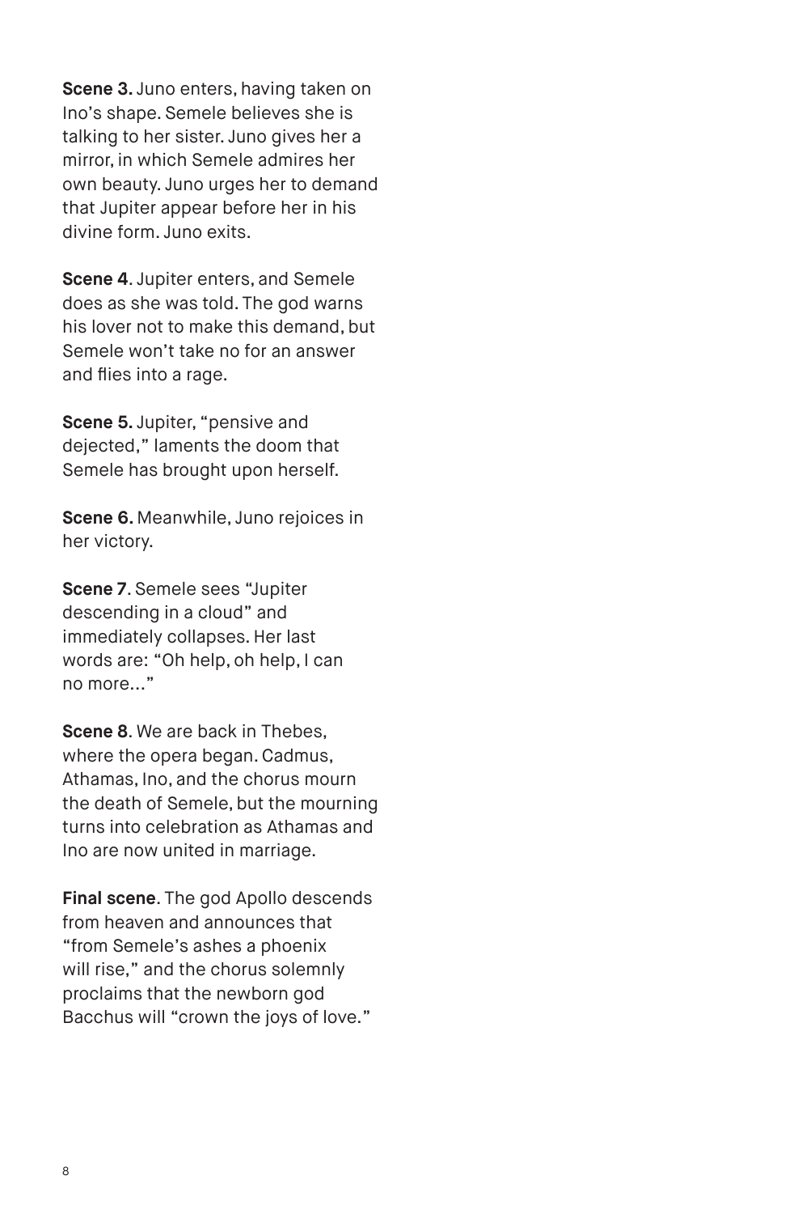**Scene 3.** Juno enters, having taken on Ino's shape. Semele believes she is talking to her sister. Juno gives her a mirror, in which Semele admires her own beauty. Juno urges her to demand that Jupiter appear before her in his divine form. Juno exits.

**Scene 4**. Jupiter enters, and Semele does as she was told. The god warns his lover not to make this demand, but Semele won't take no for an answer and flies into a rage.

**Scene 5.** Jupiter, "pensive and dejected," laments the doom that Semele has brought upon herself.

**Scene 6.** Meanwhile, Juno rejoices in her victory.

**Scene 7**. Semele sees "Jupiter descending in a cloud" and immediately collapses. Her last words are: "Oh help, oh help, I can no more..."

**Scene 8**. We are back in Thebes, where the opera began. Cadmus, Athamas, Ino, and the chorus mourn the death of Semele, but the mourning turns into celebration as Athamas and Ino are now united in marriage.

**Final scene**. The god Apollo descends from heaven and announces that "from Semele's ashes a phoenix will rise," and the chorus solemnly proclaims that the newborn god Bacchus will "crown the joys of love."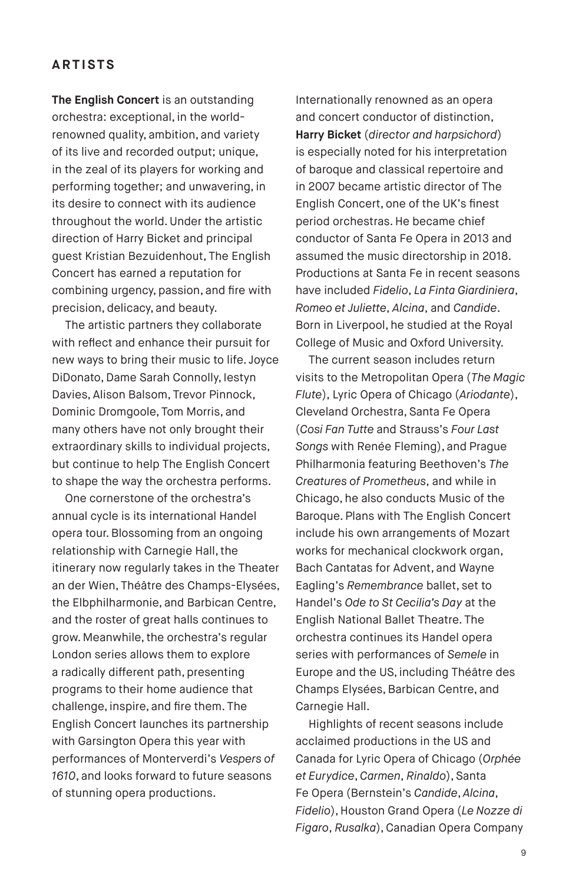## ARTISTS

**The English Concert** is an outstanding orchestra: exceptional, in the world-renowned quality, ambition, and variety of its live and recorded output; unique, in the zeal of its players for working and performing together; and unwavering, in its desire to connect with its audience throughout the world. Under the artistic direction of Harry Bicket and principal guest Kristian Bezuidenhout, The English Concert has earned a reputation for combining urgency, passion, and fire with precision, delicacy, and beauty.

The artistic partners they collaborate with reflect and enhance their pursuit for new ways to bring their music to life. Joyce DiDonato, Dame Sarah Connolly, Iestyn Davies, Alison Balsom, Trevor Pinnock, Dominic Dromgoole, Tom Morris, and many others have not only brought their extraordinary skills to individual projects, but continue to help The English Concert to shape the way the orchestra performs.

One cornerstone of the orchestra's annual cycle is its international Handel opera tour. Blossoming from an ongoing relationship with Carnegie Hall, the itinerary now regularly takes in the Theater an der Wien, Théâtre des Champs-Elysées, the Elbphilharmonie, and Barbican Centre, and the roster of great halls continues to grow. Meanwhile, the orchestra's regular London series allows them to explore a radically different path, presenting programs to their home audience that challenge, inspire, and fire them. The English Concert launches its partnership with Garsington Opera this year with performances of Monterverdi's *Vespers of 1610*, and looks forward to future seasons of stunning opera productions.

Internationally renowned as an opera and concert conductor of distinction, **Harry Bicket** (*director and harpsichord*) is especially noted for his interpretation of baroque and classical repertoire and in 2007 became artistic director of The English Concert, one of the UK's finest period orchestras. He became chief conductor of Santa Fe Opera in 2013 and assumed the music directorship in 2018. Productions at Santa Fe in recent seasons have included *Fidelio*, *La Finta Giardiniera*, *Romeo et Juliette*, *Alcina*, and *Candide*. Born in Liverpool, he studied at the Royal College of Music and Oxford University.

The current season includes return visits to the Metropolitan Opera (*The Magic Flute*), Lyric Opera of Chicago (*Ariodante*), Cleveland Orchestra, Santa Fe Opera (*Cosi Fan Tutte* and Strauss's *Four Last Songs* with Renée Fleming), and Prague Philharmonia featuring Beethoven's *The Creatures of Prometheus*, and while in Chicago, he also conducts Music of the Baroque. Plans with The English Concert include his own arrangements of Mozart works for mechanical clockwork organ, Bach Cantatas for Advent, and Wayne Eagling's *Remembrance* ballet, set to Handel's *Ode to St Cecilia's Day* at the English National Ballet Theatre. The orchestra continues its Handel opera series with performances of *Semele* in Europe and the US, including Théâtre des Champs Elysées, Barbican Centre, and Carnegie Hall.

Highlights of recent seasons include acclaimed productions in the US and Canada for Lyric Opera of Chicago (*Orphée et Eurydice*, *Carmen*, *Rinaldo*), Santa Fe Opera (Bernstein's *Candide*, *Alcina*, *Fidelio*), Houston Grand Opera (*Le Nozze di Figaro*, *Rusalka*), Canadian Opera Company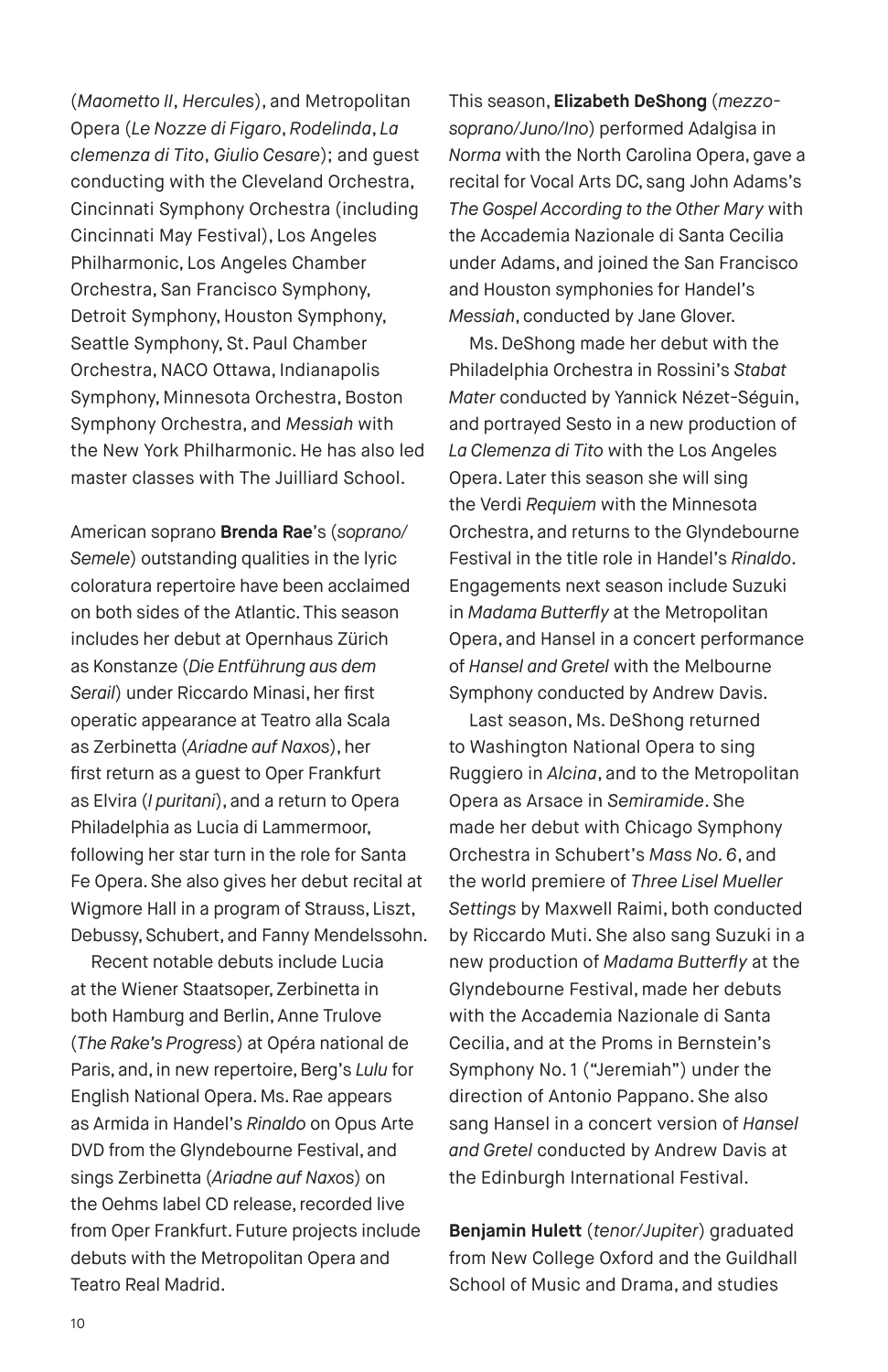(*Maometto II*, *Hercules*), and Metropolitan Opera (*Le Nozze di Figaro*, *Rodelinda*, *La clemenza di Tito*, *Giulio Cesare*); and guest conducting with the Cleveland Orchestra, Cincinnati Symphony Orchestra (including Cincinnati May Festival), Los Angeles Philharmonic, Los Angeles Chamber Orchestra, San Francisco Symphony, Detroit Symphony, Houston Symphony, Seattle Symphony, St. Paul Chamber Orchestra, NACO Ottawa, Indianapolis Symphony, Minnesota Orchestra, Boston Symphony Orchestra, and *Messiah* with the New York Philharmonic. He has also led master classes with The Juilliard School.

American soprano **Brenda Rae**'s (*soprano/Semele*) outstanding qualities in the lyric coloratura repertoire have been acclaimed on both sides of the Atlantic. This season includes her debut at Opernhaus Zürich as Konstanze (*Die Entführung aus dem Serail*) under Riccardo Minasi, her first operatic appearance at Teatro alla Scala as Zerbinetta (*Ariadne auf Naxos*), her first return as a guest to Oper Frankfurt as Elvira (*I puritani*), and a return to Opera Philadelphia as Lucia di Lammermoor, following her star turn in the role for Santa Fe Opera. She also gives her debut recital at Wigmore Hall in a program of Strauss, Liszt, Debussy, Schubert, and Fanny Mendelssohn.

Recent notable debuts include Lucia at the Wiener Staatsoper, Zerbinetta in both Hamburg and Berlin, Anne Trulove (*The Rake's Progress*) at Opéra national de Paris, and, in new repertoire, Berg's *Lulu* for English National Opera. Ms. Rae appears as Armida in Handel's *Rinaldo* on Opus Arte DVD from the Glyndebourne Festival, and sings Zerbinetta (*Ariadne auf Naxos*) on the Oehms label CD release, recorded live from Oper Frankfurt. Future projects include debuts with the Metropolitan Opera and Teatro Real Madrid.

This season, **Elizabeth DeShong** (*mezzo-soprano/Juno/Ino*) performed Adalgisa in *Norma* with the North Carolina Opera, gave a recital for Vocal Arts DC, sang John Adams's *The Gospel According to the Other Mary* with the Accademia Nazionale di Santa Cecilia under Adams, and joined the San Francisco and Houston symphonies for Handel's *Messiah*, conducted by Jane Glover.

Ms. DeShong made her debut with the Philadelphia Orchestra in Rossini's *Stabat Mater* conducted by Yannick Nézet-Séguin, and portrayed Sesto in a new production of *La Clemenza di Tito* with the Los Angeles Opera. Later this season she will sing the Verdi *Requiem* with the Minnesota Orchestra, and returns to the Glyndebourne Festival in the title role in Handel's *Rinaldo*. Engagements next season include Suzuki in *Madama Butterfly* at the Metropolitan Opera, and Hansel in a concert performance of *Hansel and Gretel* with the Melbourne Symphony conducted by Andrew Davis.

Last season, Ms. DeShong returned to Washington National Opera to sing Ruggiero in *Alcina*, and to the Metropolitan Opera as Arsace in *Semiramide*. She made her debut with Chicago Symphony Orchestra in Schubert's *Mass No. 6*, and the world premiere of *Three Lisel Mueller Settings* by Maxwell Raimi, both conducted by Riccardo Muti. She also sang Suzuki in a new production of *Madama Butterfly* at the Glyndebourne Festival, made her debuts with the Accademia Nazionale di Santa Cecilia, and at the Proms in Bernstein's Symphony No. 1 ("Jeremiah") under the direction of Antonio Pappano. She also sang Hansel in a concert version of *Hansel and Gretel* conducted by Andrew Davis at the Edinburgh International Festival.

**Benjamin Hulett** (*tenor/Jupiter*) graduated from New College Oxford and the Guildhall School of Music and Drama, and studies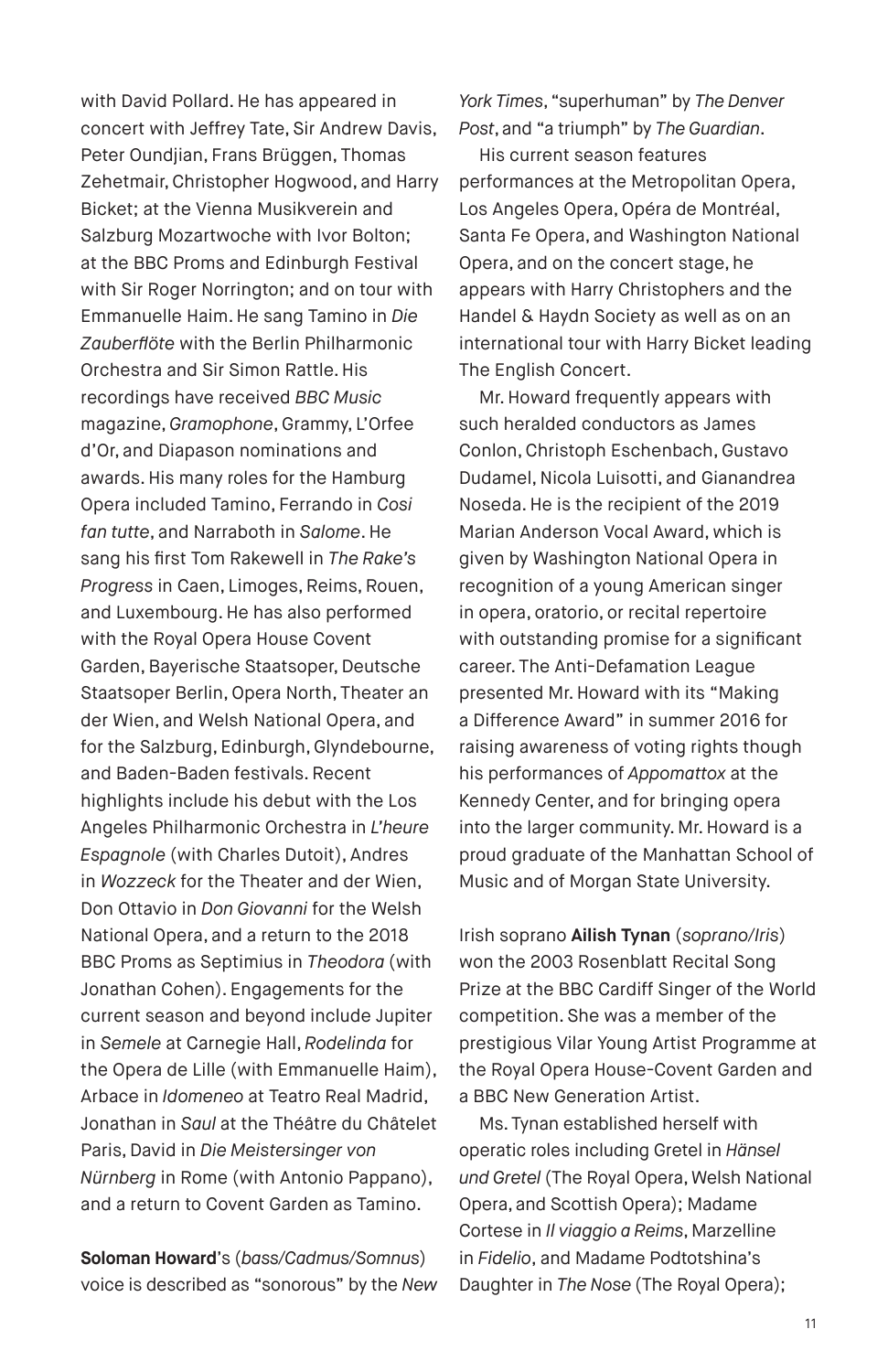with David Pollard. He has appeared in concert with Jeffrey Tate, Sir Andrew Davis, Peter Oundjian, Frans Brüggen, Thomas Zehetmair, Christopher Hogwood, and Harry Bicket; at the Vienna Musikverein and Salzburg Mozartwoche with Ivor Bolton; at the BBC Proms and Edinburgh Festival with Sir Roger Norrington; and on tour with Emmanuelle Haim. He sang Tamino in *Die Zauberflöte* with the Berlin Philharmonic Orchestra and Sir Simon Rattle. His recordings have received *BBC Music* magazine, *Gramophone*, Grammy, L'Orfee d'Or, and Diapason nominations and awards. His many roles for the Hamburg Opera included Tamino, Ferrando in *Cosi fan tutte*, and Narraboth in *Salome*. He sang his first Tom Rakewell in *The Rake's Progress* in Caen, Limoges, Reims, Rouen, and Luxembourg. He has also performed with the Royal Opera House Covent Garden, Bayerische Staatsoper, Deutsche Staatsoper Berlin, Opera North, Theater an der Wien, and Welsh National Opera, and for the Salzburg, Edinburgh, Glyndebourne, and Baden-Baden festivals. Recent highlights include his debut with the Los Angeles Philharmonic Orchestra in *L'heure Espagnole* (with Charles Dutoit), Andres in *Wozzeck* for the Theater and der Wien, Don Ottavio in *Don Giovanni* for the Welsh National Opera, and a return to the 2018 BBC Proms as Septimius in *Theodora* (with Jonathan Cohen). Engagements for the current season and beyond include Jupiter in *Semele* at Carnegie Hall, *Rodelinda* for the Opera de Lille (with Emmanuelle Haim), Arbace in *Idomeneo* at Teatro Real Madrid, Jonathan in *Saul* at the Théâtre du Châtelet Paris, David in *Die Meistersinger von Nürnberg* in Rome (with Antonio Pappano), and a return to Covent Garden as Tamino.

**Soloman Howard**'s (*bass/Cadmus/Somnus*) voice is described as "sonorous" by the *New York Times*, "superhuman" by *The Denver Post*, and "a triumph" by *The Guardian*.

His current season features performances at the Metropolitan Opera, Los Angeles Opera, Opéra de Montréal, Santa Fe Opera, and Washington National Opera, and on the concert stage, he appears with Harry Christophers and the Handel & Haydn Society as well as on an international tour with Harry Bicket leading The English Concert.

Mr. Howard frequently appears with such heralded conductors as James Conlon, Christoph Eschenbach, Gustavo Dudamel, Nicola Luisotti, and Gianandrea Noseda. He is the recipient of the 2019 Marian Anderson Vocal Award, which is given by Washington National Opera in recognition of a young American singer in opera, oratorio, or recital repertoire with outstanding promise for a significant career. The Anti-Defamation League presented Mr. Howard with its "Making a Difference Award" in summer 2016 for raising awareness of voting rights though his performances of *Appomattox* at the Kennedy Center, and for bringing opera into the larger community. Mr. Howard is a proud graduate of the Manhattan School of Music and of Morgan State University.

Irish soprano **Ailish Tynan** (*soprano/Iris*) won the 2003 Rosenblatt Recital Song Prize at the BBC Cardiff Singer of the World competition. She was a member of the prestigious Vilar Young Artist Programme at the Royal Opera House-Covent Garden and a BBC New Generation Artist.

Ms. Tynan established herself with operatic roles including Gretel in *Hänsel und Gretel* (The Royal Opera, Welsh National Opera, and Scottish Opera); Madame Cortese in *Il viaggio a Reims*, Marzelline in *Fidelio*, and Madame Podtotshina's Daughter in *The Nose* (The Royal Opera);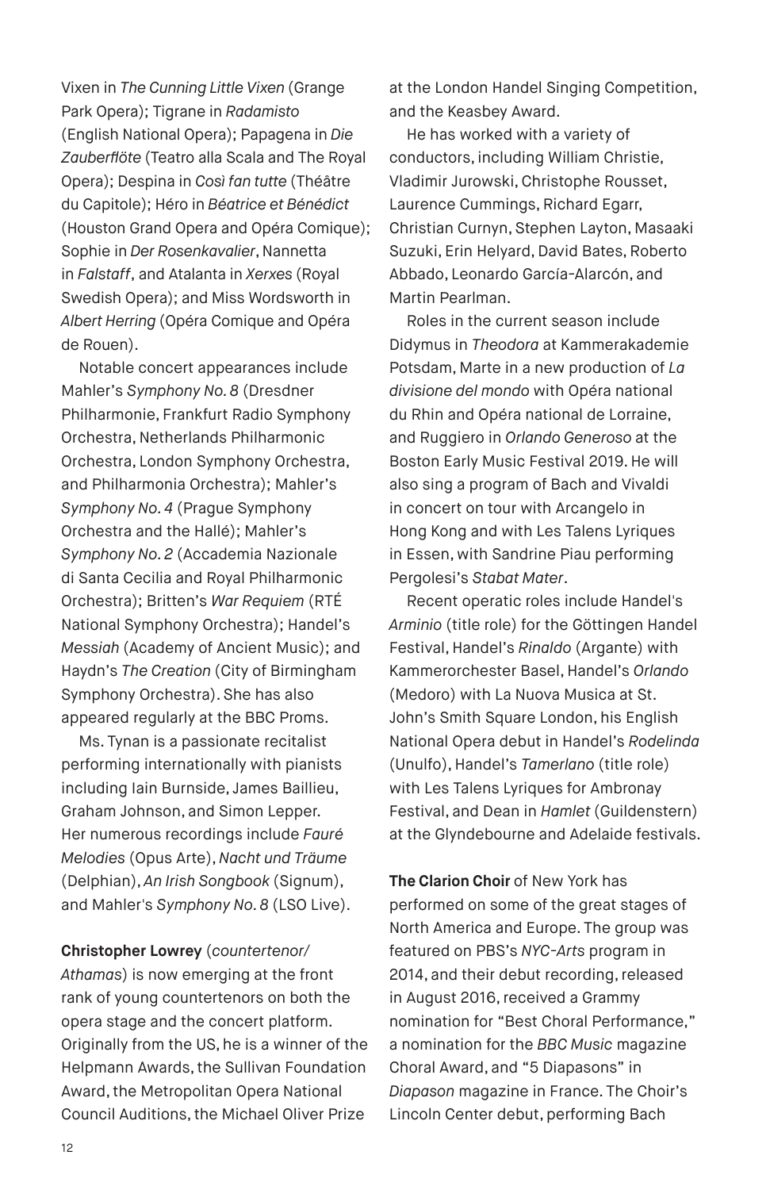Vixen in *The Cunning Little Vixen* (Grange Park Opera); Tigrane in *Radamisto* (English National Opera); Papagena in *Die Zauberflöte* (Teatro alla Scala and The Royal Opera); Despina in *Così fan tutte* (Théâtre du Capitole); Héro in *Béatrice et Bénédict* (Houston Grand Opera and Opéra Comique); Sophie in *Der Rosenkavalier*, Nannetta in *Falstaff*, and Atalanta in *Xerxes* (Royal Swedish Opera); and Miss Wordsworth in *Albert Herring* (Opéra Comique and Opéra de Rouen).

Notable concert appearances include Mahler's *Symphony No. 8* (Dresdner Philharmonie, Frankfurt Radio Symphony Orchestra, Netherlands Philharmonic Orchestra, London Symphony Orchestra, and Philharmonia Orchestra); Mahler's *Symphony No. 4* (Prague Symphony Orchestra and the Hallé); Mahler's *Symphony No. 2* (Accademia Nazionale di Santa Cecilia and Royal Philharmonic Orchestra); Britten's *War Requiem* (RTÉ National Symphony Orchestra); Handel's *Messiah* (Academy of Ancient Music); and Haydn's *The Creation* (City of Birmingham Symphony Orchestra). She has also appeared regularly at the BBC Proms.

Ms. Tynan is a passionate recitalist performing internationally with pianists including Iain Burnside, James Baillieu, Graham Johnson, and Simon Lepper. Her numerous recordings include *Fauré Melodies* (Opus Arte), *Nacht und Träume* (Delphian), *An Irish Songbook* (Signum), and Mahler's *Symphony No. 8* (LSO Live).

**Christopher Lowrey** (*countertenor/ Athamas*) is now emerging at the front rank of young countertenors on both the opera stage and the concert platform. Originally from the US, he is a winner of the Helpmann Awards, the Sullivan Foundation Award, the Metropolitan Opera National Council Auditions, the Michael Oliver Prize at the London Handel Singing Competition, and the Keasbey Award.

He has worked with a variety of conductors, including William Christie, Vladimir Jurowski, Christophe Rousset, Laurence Cummings, Richard Egarr, Christian Curnyn, Stephen Layton, Masaaki Suzuki, Erin Helyard, David Bates, Roberto Abbado, Leonardo García-Alarcón, and Martin Pearlman.

Roles in the current season include Didymus in *Theodora* at Kammerakademie Potsdam, Marte in a new production of *La divisione del mondo* with Opéra national du Rhin and Opéra national de Lorraine, and Ruggiero in *Orlando Generoso* at the Boston Early Music Festival 2019. He will also sing a program of Bach and Vivaldi in concert on tour with Arcangelo in Hong Kong and with Les Talens Lyriques in Essen, with Sandrine Piau performing Pergolesi's *Stabat Mater*.

Recent operatic roles include Handel's *Arminio* (title role) for the Göttingen Handel Festival, Handel's *Rinaldo* (Argante) with Kammerorchester Basel, Handel's *Orlando* (Medoro) with La Nuova Musica at St. John's Smith Square London, his English National Opera debut in Handel's *Rodelinda* (Unulfo), Handel's *Tamerlano* (title role) with Les Talens Lyriques for Ambronay Festival, and Dean in *Hamlet* (Guildenstern) at the Glyndebourne and Adelaide festivals.

**The Clarion Choir** of New York has performed on some of the great stages of North America and Europe. The group was featured on PBS's *NYC-Arts* program in 2014, and their debut recording, released in August 2016, received a Grammy nomination for "Best Choral Performance," a nomination for the *BBC Music* magazine Choral Award, and "5 Diapasons" in *Diapason* magazine in France. The Choir's Lincoln Center debut, performing Bach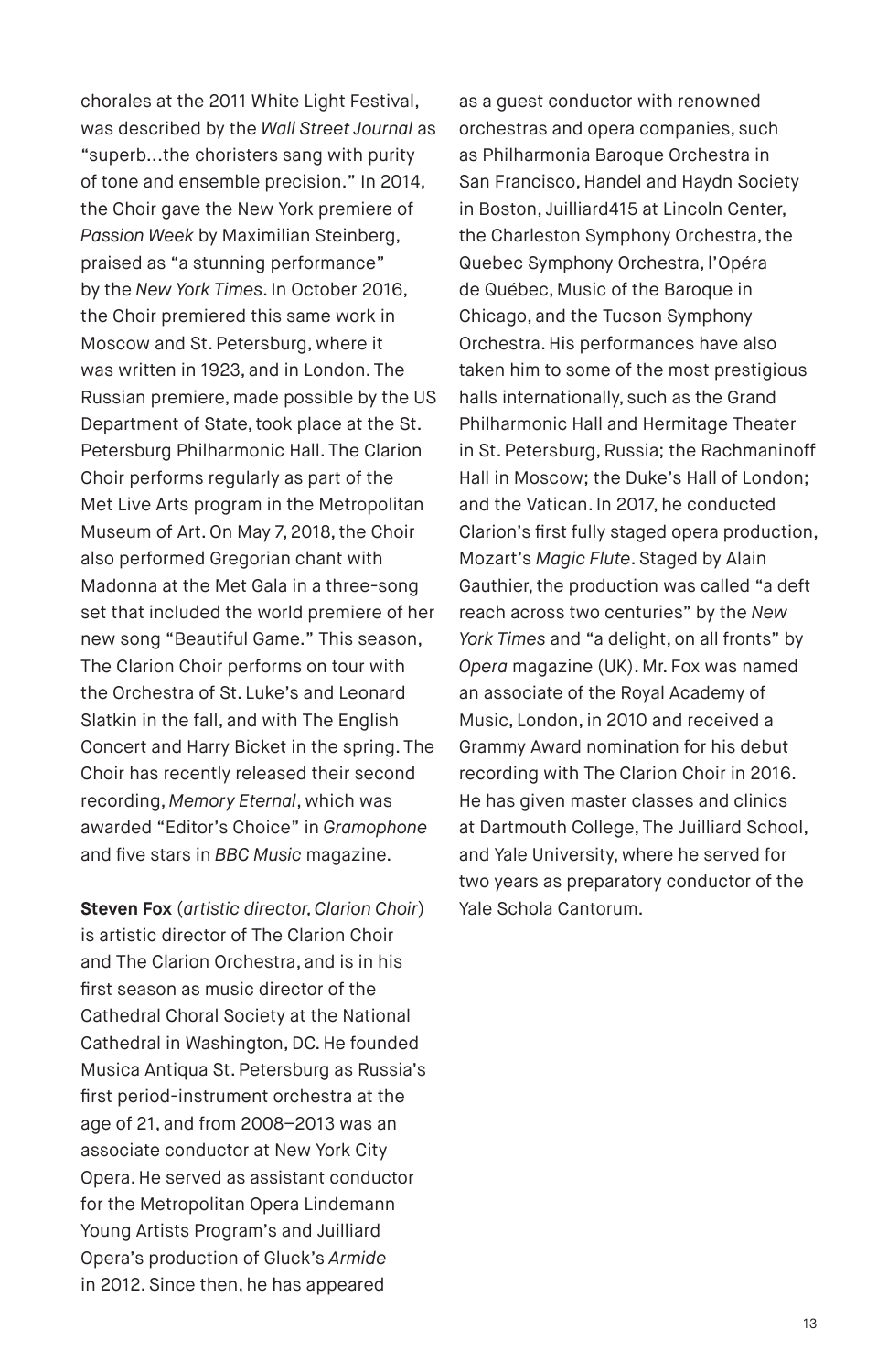chorales at the 2011 White Light Festival, was described by the *Wall Street Journal* as "superb…the choristers sang with purity of tone and ensemble precision." In 2014, the Choir gave the New York premiere of *Passion Week* by Maximilian Steinberg, praised as "a stunning performance" by the *New York Times*. In October 2016, the Choir premiered this same work in Moscow and St. Petersburg, where it was written in 1923, and in London. The Russian premiere, made possible by the US Department of State, took place at the St. Petersburg Philharmonic Hall. The Clarion Choir performs regularly as part of the Met Live Arts program in the Metropolitan Museum of Art. On May 7, 2018, the Choir also performed Gregorian chant with Madonna at the Met Gala in a three-song set that included the world premiere of her new song "Beautiful Game." This season, The Clarion Choir performs on tour with the Orchestra of St. Luke's and Leonard Slatkin in the fall, and with The English Concert and Harry Bicket in the spring. The Choir has recently released their second recording, *Memory Eternal*, which was awarded "Editor's Choice" in *Gramophone* and five stars in *BBC Music* magazine.

**Steven Fox** (*artistic director, Clarion Choir*) is artistic director of The Clarion Choir and The Clarion Orchestra, and is in his first season as music director of the Cathedral Choral Society at the National Cathedral in Washington, DC. He founded Musica Antiqua St. Petersburg as Russia's first period-instrument orchestra at the age of 21, and from 2008–2013 was an associate conductor at New York City Opera. He served as assistant conductor for the Metropolitan Opera Lindemann Young Artists Program's and Juilliard Opera's production of Gluck's *Armide* in 2012. Since then, he has appeared as a guest conductor with renowned orchestras and opera companies, such as Philharmonia Baroque Orchestra in San Francisco, Handel and Haydn Society in Boston, Juilliard415 at Lincoln Center, the Charleston Symphony Orchestra, the Quebec Symphony Orchestra, l'Opéra de Québec, Music of the Baroque in Chicago, and the Tucson Symphony Orchestra. His performances have also taken him to some of the most prestigious halls internationally, such as the Grand Philharmonic Hall and Hermitage Theater in St. Petersburg, Russia; the Rachmaninoff Hall in Moscow; the Duke's Hall of London; and the Vatican. In 2017, he conducted Clarion's first fully staged opera production, Mozart's *Magic Flute*. Staged by Alain Gauthier, the production was called "a deft reach across two centuries" by the *New York Times* and "a delight, on all fronts" by *Opera* magazine (UK). Mr. Fox was named an associate of the Royal Academy of Music, London, in 2010 and received a Grammy Award nomination for his debut recording with The Clarion Choir in 2016. He has given master classes and clinics at Dartmouth College, The Juilliard School, and Yale University, where he served for two years as preparatory conductor of the Yale Schola Cantorum.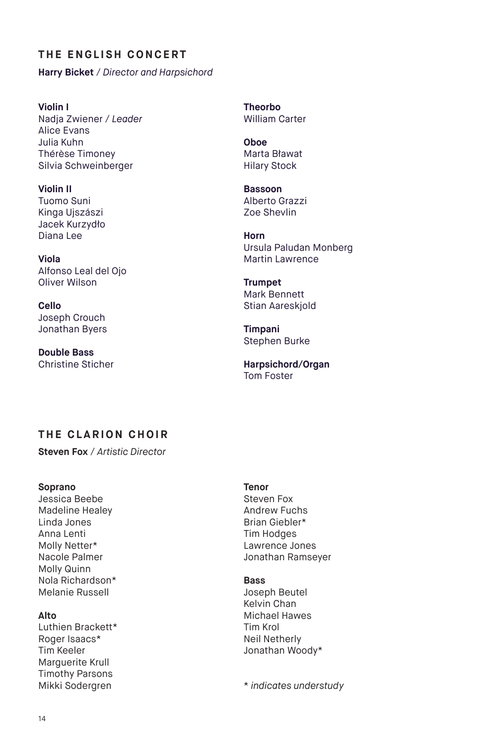## THE ENGLISH CONCERT

**Harry Bicket** / *Director and Harpsichord*

**Violin I**
Nadja Zwiener / *Leader*
Alice Evans
Julia Kuhn
Thérèse Timoney
Silvia Schweinberger

**Violin II**
Tuomo Suni
Kinga Ujszászi
Jacek Kurzydło
Diana Lee

**Viola**
Alfonso Leal del Ojo
Oliver Wilson

**Cello**
Joseph Crouch
Jonathan Byers

**Double Bass**
Christine Sticher

**Theorbo**
William Carter

**Oboe**
Marta Bławat
Hilary Stock

**Bassoon**
Alberto Grazzi
Zoe Shevlin

**Horn**
Ursula Paludan Monberg
Martin Lawrence

**Trumpet**
Mark Bennett
Stian Aareskjold

**Timpani**
Stephen Burke

**Harpsichord/Organ**
Tom Foster

## THE CLARION CHOIR

**Steven Fox** / *Artistic Director*

**Soprano**
Jessica Beebe
Madeline Healey
Linda Jones
Anna Lenti
Molly Netter*
Nacole Palmer
Molly Quinn
Nola Richardson*
Melanie Russell

**Alto**
Luthien Brackett*
Roger Isaacs*
Tim Keeler
Marguerite Krull
Timothy Parsons
Mikki Sodergren

**Tenor**
Steven Fox
Andrew Fuchs
Brian Giebler*
Tim Hodges
Lawrence Jones
Jonathan Ramseyer

**Bass**
Joseph Beutel
Kelvin Chan
Michael Hawes
Tim Krol
Neil Netherly
Jonathan Woody*

*\* indicates understudy*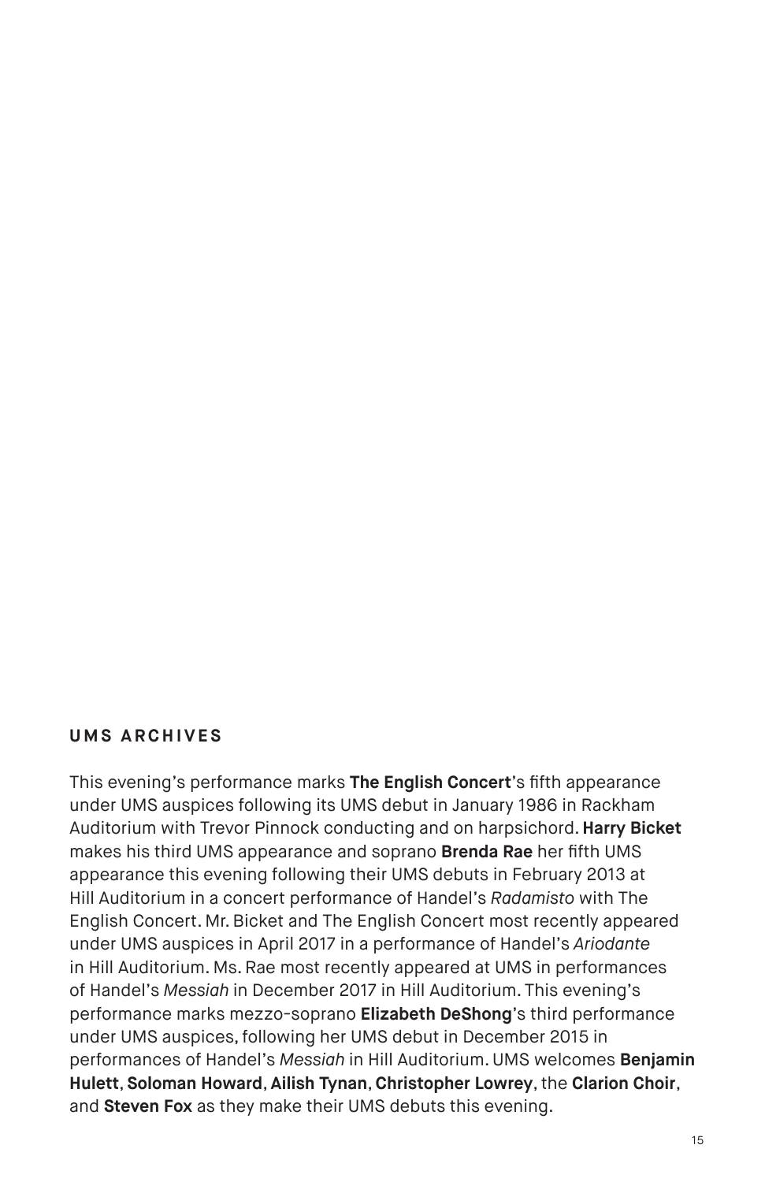## UMS ARCHIVES

This evening's performance marks **The English Concert**'s fifth appearance under UMS auspices following its UMS debut in January 1986 in Rackham Auditorium with Trevor Pinnock conducting and on harpsichord. **Harry Bicket** makes his third UMS appearance and soprano **Brenda Rae** her fifth UMS appearance this evening following their UMS debuts in February 2013 at Hill Auditorium in a concert performance of Handel's *Radamisto* with The English Concert. Mr. Bicket and The English Concert most recently appeared under UMS auspices in April 2017 in a performance of Handel's *Ariodante* in Hill Auditorium. Ms. Rae most recently appeared at UMS in performances of Handel's *Messiah* in December 2017 in Hill Auditorium. This evening's performance marks mezzo-soprano **Elizabeth DeShong**'s third performance under UMS auspices, following her UMS debut in December 2015 in performances of Handel's *Messiah* in Hill Auditorium. UMS welcomes **Benjamin Hulett**, **Soloman Howard**, **Ailish Tynan**, **Christopher Lowrey**, the **Clarion Choir**, and **Steven Fox** as they make their UMS debuts this evening.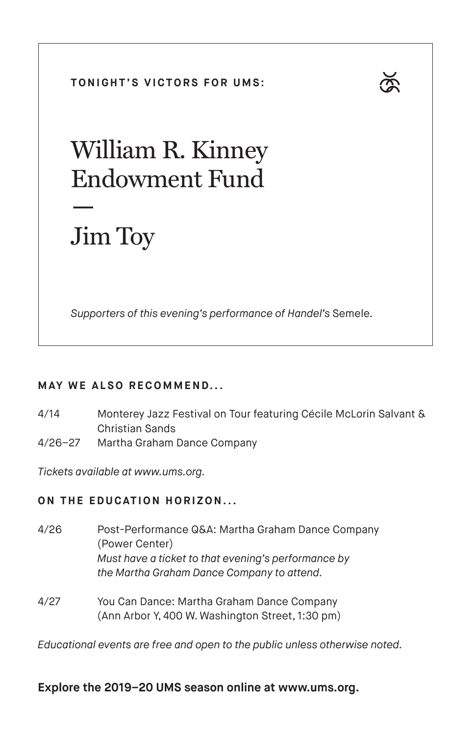**TONIGHT'S VICTORS FOR UMS:**

# William R. Kinney Endowment Fund

—

# Jim Toy

*Supporters of this evening's performance of Handel's* Semele*.*

**MAY WE ALSO RECOMMEND...**

4/14 Monterey Jazz Festival on Tour featuring Cécile McLorin Salvant & Christian Sands

4/26–27 Martha Graham Dance Company

*Tickets available at www.ums.org.*

**ON THE EDUCATION HORIZON...**

4/26 Post-Performance Q&A: Martha Graham Dance Company (Power Center)
*Must have a ticket to that evening's performance by the Martha Graham Dance Company to attend.*

4/27 You Can Dance: Martha Graham Dance Company (Ann Arbor Y, 400 W. Washington Street, 1:30 pm)

*Educational events are free and open to the public unless otherwise noted.*

**Explore the 2019–20 UMS season online at www.ums.org.**